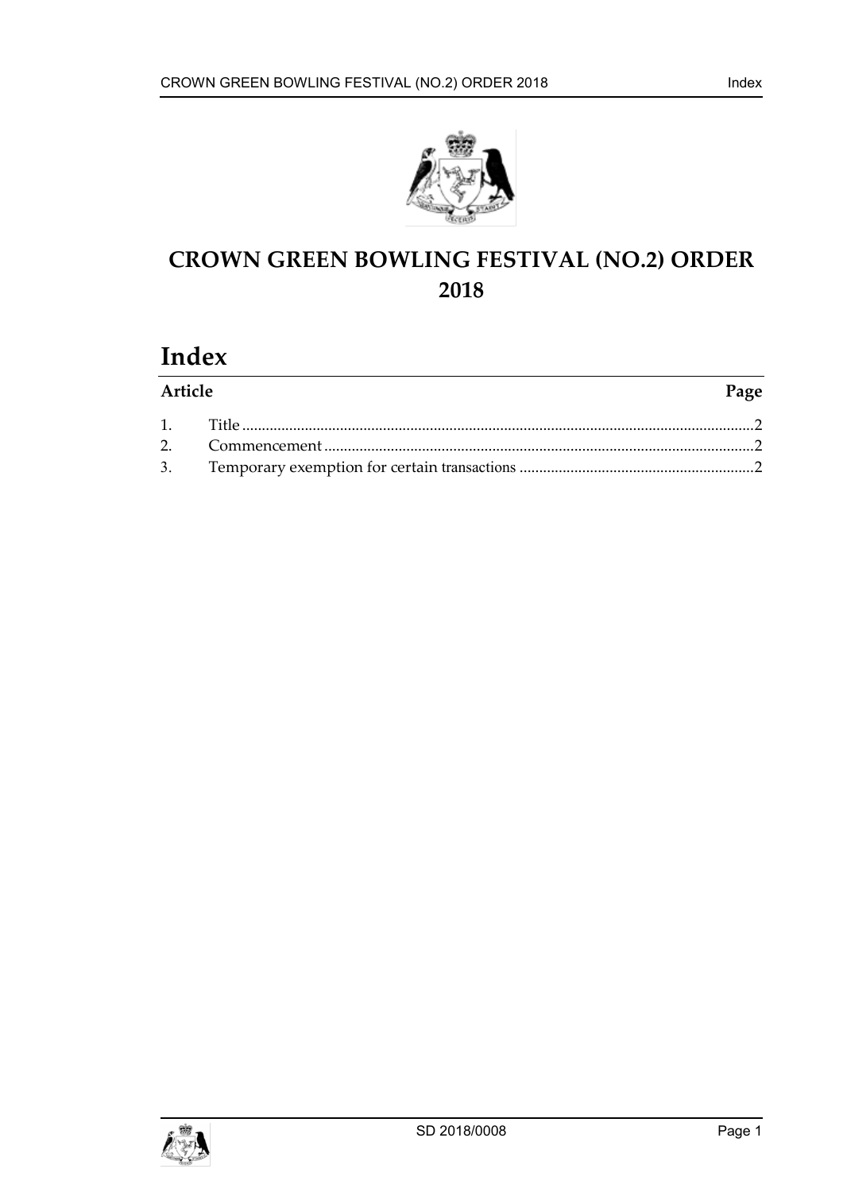# CROWN GREEN BOWLING FESTIVAL (NO.2) ORDER 2018

## Index

| Article | | Page |
|---|---|---|
| 1. | Title | 2 |
| 2. | Commencement | 2 |
| 3. | Temporary exemption for certain transactions | 2 |

SD 2018/0008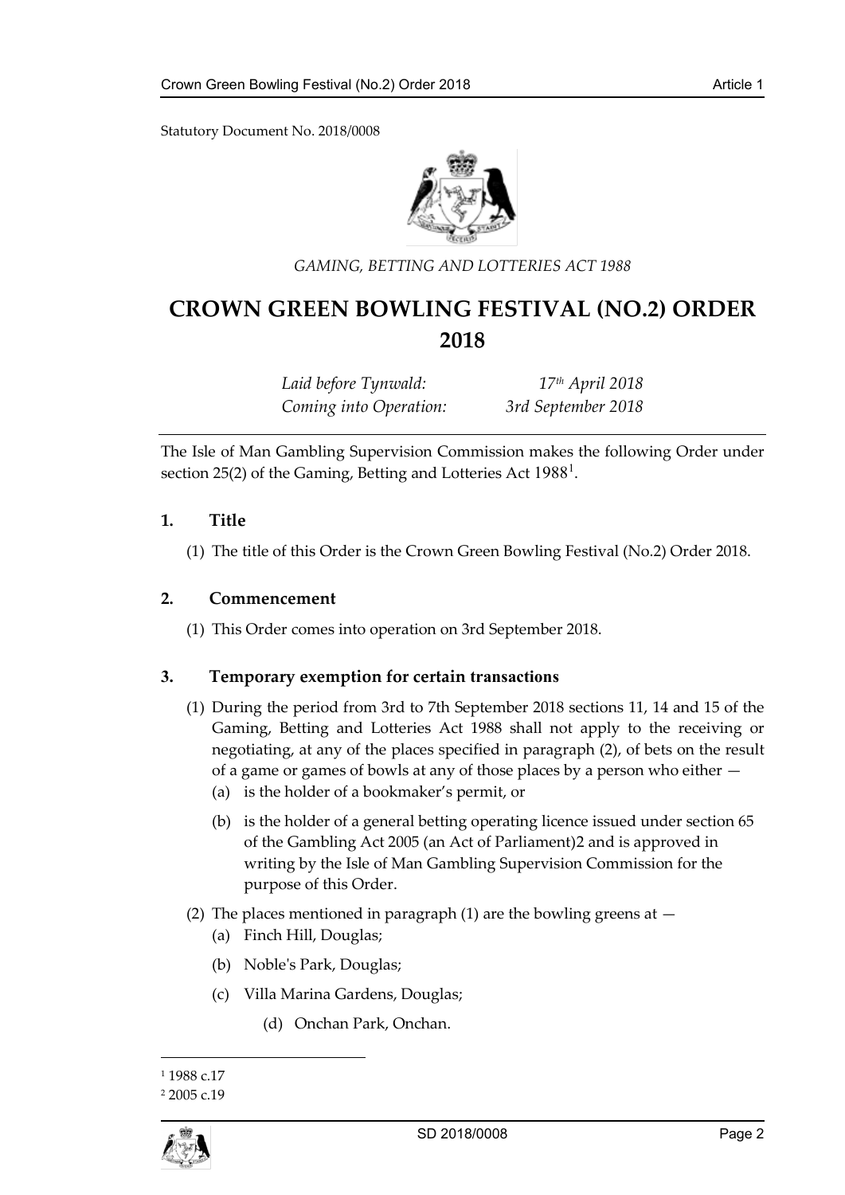Statutory Document No. 2018/0008

*GAMING, BETTING AND LOTTERIES ACT 1988*

# CROWN GREEN BOWLING FESTIVAL (NO.2) ORDER 2018

*Laid before Tynwald:* *17th April 2018*
*Coming into Operation:* *3rd September 2018*

The Isle of Man Gambling Supervision Commission makes the following Order under section 25(2) of the Gaming, Betting and Lotteries Act 1988[1].

## 1. Title

(1) The title of this Order is the Crown Green Bowling Festival (No.2) Order 2018.

## 2. Commencement

(1) This Order comes into operation on 3rd September 2018.

## 3. Temporary exemption for certain transactions

(1) During the period from 3rd to 7th September 2018 sections 11, 14 and 15 of the Gaming, Betting and Lotteries Act 1988 shall not apply to the receiving or negotiating, at any of the places specified in paragraph (2), of bets on the result of a game or games of bowls at any of those places by a person who either —

(a) is the holder of a bookmaker's permit, or

(b) is the holder of a general betting operating licence issued under section 65 of the Gambling Act 2005 (an Act of Parliament)2 and is approved in writing by the Isle of Man Gambling Supervision Commission for the purpose of this Order.

(2) The places mentioned in paragraph (1) are the bowling greens at —

(a) Finch Hill, Douglas;

(b) Noble's Park, Douglas;

(c) Villa Marina Gardens, Douglas;

(d) Onchan Park, Onchan.

[1] 1988 c.17

[2] 2005 c.19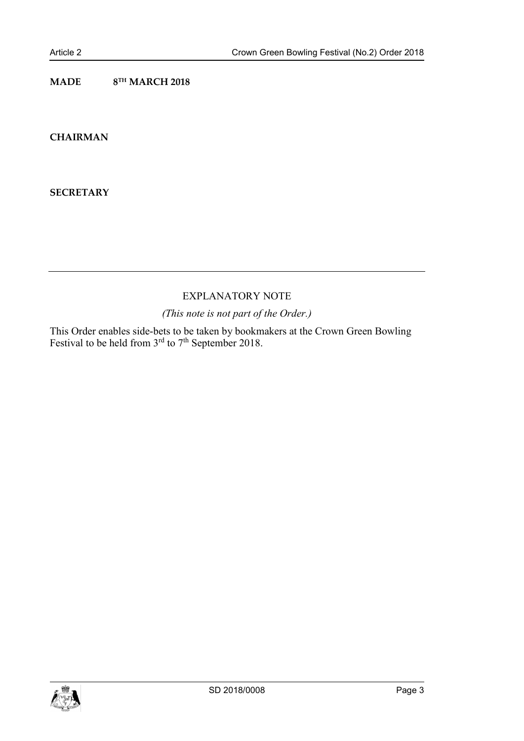**MADE 8TH MARCH 2018**

**CHAIRMAN**

**SECRETARY**

---

EXPLANATORY NOTE

*(This note is not part of the Order.)*

This Order enables side-bets to be taken by bookmakers at the Crown Green Bowling Festival to be held from 3rd to 7th September 2018.